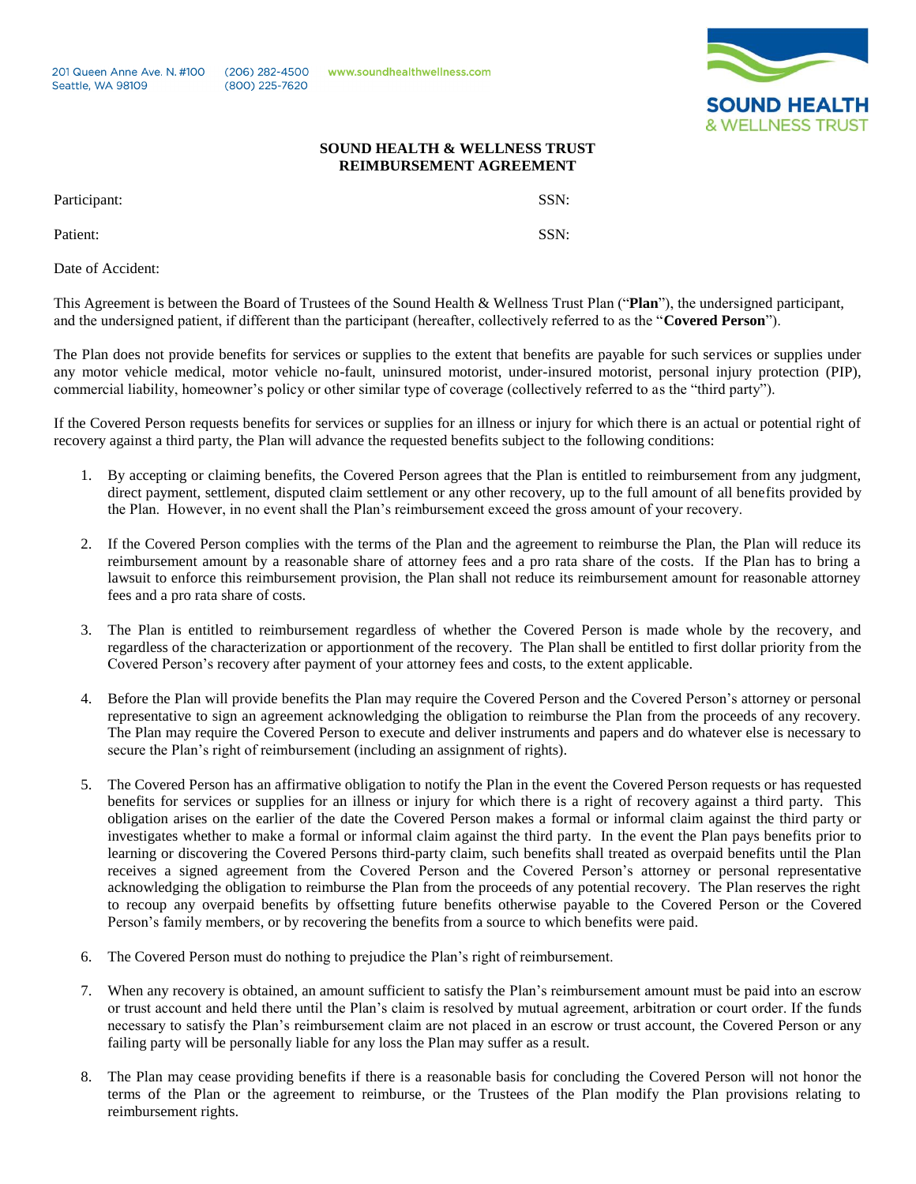201 Queen Anne Ave. N. #100
Seattle, WA 98109

(206) 282-4500
(800) 225-7620

www.soundhealthwellness.com

SOUND HEALTH & WELLNESS TRUST

# SOUND HEALTH & WELLNESS TRUST
# REIMBURSEMENT AGREEMENT

Participant: SSN:

Patient: SSN:

Date of Accident:

This Agreement is between the Board of Trustees of the Sound Health & Wellness Trust Plan ("**Plan**"), the undersigned participant, and the undersigned patient, if different than the participant (hereafter, collectively referred to as the "**Covered Person**").

The Plan does not provide benefits for services or supplies to the extent that benefits are payable for such services or supplies under any motor vehicle medical, motor vehicle no-fault, uninsured motorist, under-insured motorist, personal injury protection (PIP), commercial liability, homeowner's policy or other similar type of coverage (collectively referred to as the "third party").

If the Covered Person requests benefits for services or supplies for an illness or injury for which there is an actual or potential right of recovery against a third party, the Plan will advance the requested benefits subject to the following conditions:

1. By accepting or claiming benefits, the Covered Person agrees that the Plan is entitled to reimbursement from any judgment, direct payment, settlement, disputed claim settlement or any other recovery, up to the full amount of all benefits provided by the Plan. However, in no event shall the Plan's reimbursement exceed the gross amount of your recovery.

2. If the Covered Person complies with the terms of the Plan and the agreement to reimburse the Plan, the Plan will reduce its reimbursement amount by a reasonable share of attorney fees and a pro rata share of the costs. If the Plan has to bring a lawsuit to enforce this reimbursement provision, the Plan shall not reduce its reimbursement amount for reasonable attorney fees and a pro rata share of costs.

3. The Plan is entitled to reimbursement regardless of whether the Covered Person is made whole by the recovery, and regardless of the characterization or apportionment of the recovery. The Plan shall be entitled to first dollar priority from the Covered Person's recovery after payment of your attorney fees and costs, to the extent applicable.

4. Before the Plan will provide benefits the Plan may require the Covered Person and the Covered Person's attorney or personal representative to sign an agreement acknowledging the obligation to reimburse the Plan from the proceeds of any recovery. The Plan may require the Covered Person to execute and deliver instruments and papers and do whatever else is necessary to secure the Plan's right of reimbursement (including an assignment of rights).

5. The Covered Person has an affirmative obligation to notify the Plan in the event the Covered Person requests or has requested benefits for services or supplies for an illness or injury for which there is a right of recovery against a third party. This obligation arises on the earlier of the date the Covered Person makes a formal or informal claim against the third party or investigates whether to make a formal or informal claim against the third party. In the event the Plan pays benefits prior to learning or discovering the Covered Persons third-party claim, such benefits shall treated as overpaid benefits until the Plan receives a signed agreement from the Covered Person and the Covered Person's attorney or personal representative acknowledging the obligation to reimburse the Plan from the proceeds of any potential recovery. The Plan reserves the right to recoup any overpaid benefits by offsetting future benefits otherwise payable to the Covered Person or the Covered Person's family members, or by recovering the benefits from a source to which benefits were paid.

6. The Covered Person must do nothing to prejudice the Plan's right of reimbursement.

7. When any recovery is obtained, an amount sufficient to satisfy the Plan's reimbursement amount must be paid into an escrow or trust account and held there until the Plan's claim is resolved by mutual agreement, arbitration or court order. If the funds necessary to satisfy the Plan's reimbursement claim are not placed in an escrow or trust account, the Covered Person or any failing party will be personally liable for any loss the Plan may suffer as a result.

8. The Plan may cease providing benefits if there is a reasonable basis for concluding the Covered Person will not honor the terms of the Plan or the agreement to reimburse, or the Trustees of the Plan modify the Plan provisions relating to reimbursement rights.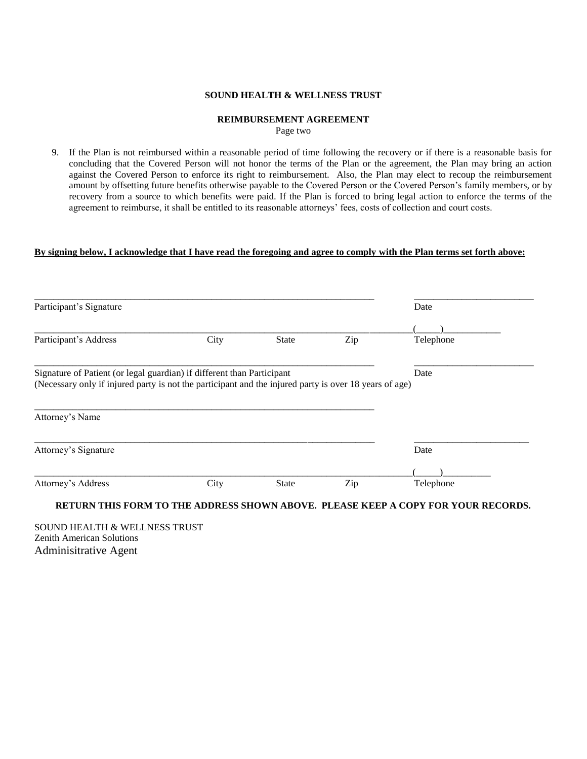**SOUND HEALTH & WELLNESS TRUST**

**REIMBURSEMENT AGREEMENT**

Page two

9. If the Plan is not reimbursed within a reasonable period of time following the recovery or if there is a reasonable basis for concluding that the Covered Person will not honor the terms of the Plan or the agreement, the Plan may bring an action against the Covered Person to enforce its right to reimbursement. Also, the Plan may elect to recoup the reimbursement amount by offsetting future benefits otherwise payable to the Covered Person or the Covered Person's family members, or by recovery from a source to which benefits were paid. If the Plan is forced to bring legal action to enforce the terms of the agreement to reimburse, it shall be entitled to its reasonable attorneys' fees, costs of collection and court costs.

**By signing below, I acknowledge that I have read the foregoing and agree to comply with the Plan terms set forth above:**

______________________________________________ ____________________

Participant's Signature Date

______________________________________________ (____)__________

Participant's Address City State Zip Telephone

______________________________________________ ____________________

Signature of Patient (or legal guardian) if different than Participant Date

(Necessary only if injured party is not the participant and the injured party is over 18 years of age)

______________________________________________

Attorney's Name

______________________________________________ ____________________

Attorney's Signature Date

______________________________________________ (____)__________

Attorney's Address City State Zip Telephone

**RETURN THIS FORM TO THE ADDRESS SHOWN ABOVE. PLEASE KEEP A COPY FOR YOUR RECORDS.**

SOUND HEALTH & WELLNESS TRUST
Zenith American Solutions
Adminisitrative Agent